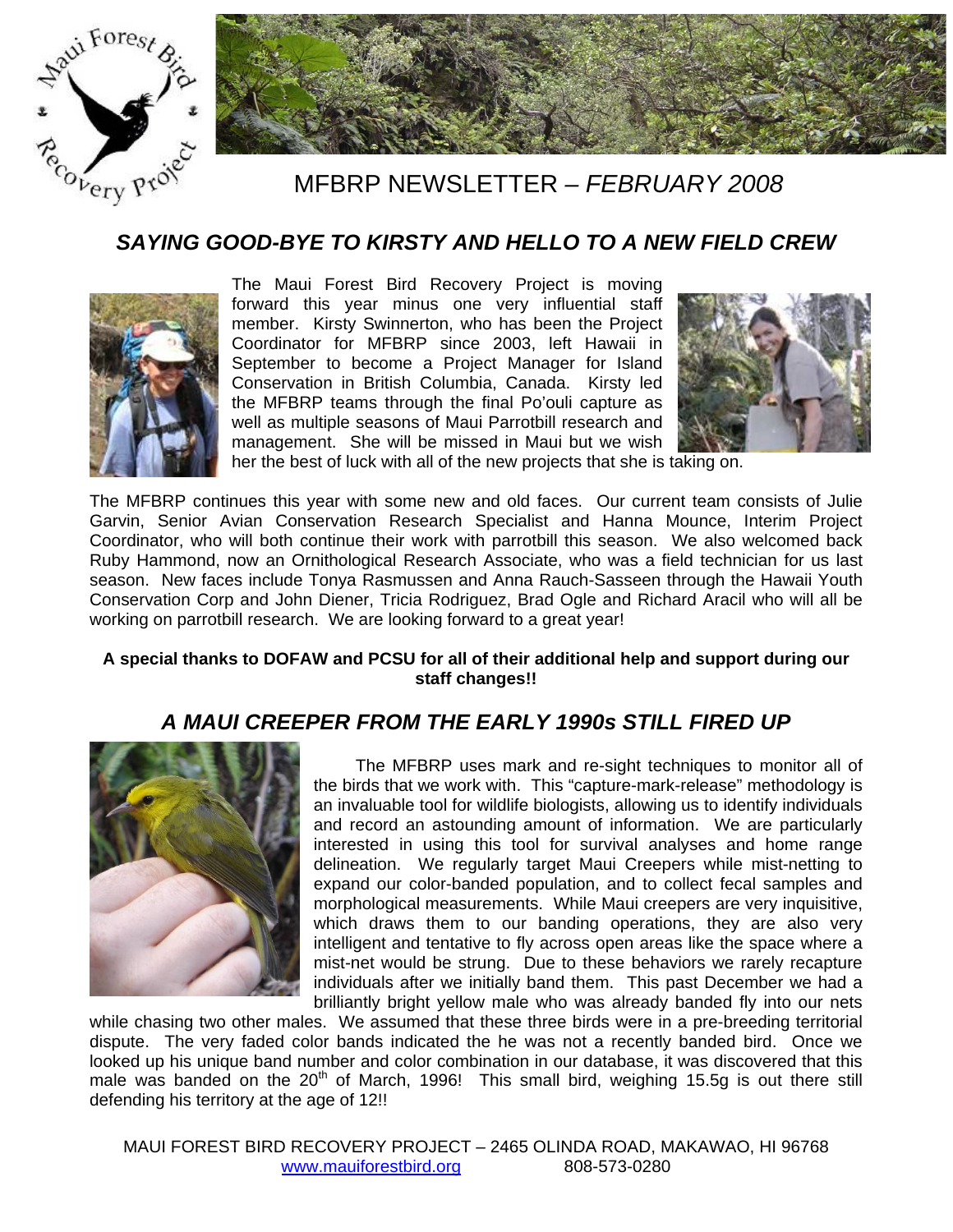# MFBRP NEWSLETTER – *FEBRUARY 2008*

## *SAYING GOOD-BYE TO KIRSTY AND HELLO TO A NEW FIELD CREW*

The Maui Forest Bird Recovery Project is moving forward this year minus one very influential staff member. Kirsty Swinnerton, who has been the Project Coordinator for MFBRP since 2003, left Hawaii in September to become a Project Manager for Island Conservation in British Columbia, Canada. Kirsty led the MFBRP teams through the final Po'ouli capture as well as multiple seasons of Maui Parrotbill research and management. She will be missed in Maui but we wish her the best of luck with all of the new projects that she is taking on.

The MFBRP continues this year with some new and old faces. Our current team consists of Julie Garvin, Senior Avian Conservation Research Specialist and Hanna Mounce, Interim Project Coordinator, who will both continue their work with parrotbill this season. We also welcomed back Ruby Hammond, now an Ornithological Research Associate, who was a field technician for us last season. New faces include Tonya Rasmussen and Anna Rauch-Saseen through the Hawaii Youth Conservation Corp and John Diener, Tricia Rodriguez, Brad Ogle and Richard Aracil who will all be working on parrotbill research. We are looking forward to a great year!

**A special thanks to DOFAW and PCSU for all of their additional help and support during our staff changes!!**

## *A MAUI CREEPER FROM THE EARLY 1990s STILL FIRED UP*

The MFBRP uses mark and re-sight techniques to monitor all of the birds that we work with. This "capture-mark-release" methodology is an invaluable tool for wildlife biologists, allowing us to identify individuals and record an astounding amount of information. We are particularly interested in using this tool for survival analyses and home range delineation. We regularly target Maui Creepers while mist-netting to expand our color-banded population, and to collect fecal samples and morphological measurements. While Maui creepers are very inquisitive, which draws them to our banding operations, they are also very intelligent and tentative to fly across open areas like the space where a mist-net would be strung. Due to these behaviors we rarely recapture individuals after we initially band them. This past December we had a brilliantly bright yellow male who was already banded fly into our nets while chasing two other males. We assumed that these three birds were in a pre-breeding territorial dispute. The very faded color bands indicated the he was not a recently banded bird. Once we looked up his unique band number and color combination in our database, it was discovered that this male was banded on the 20th of March, 1996! This small bird, weighing 15.5g is out there still defending his territory at the age of 12!!

MAUI FOREST BIRD RECOVERY PROJECT – 2465 OLINDA ROAD, MAKAWAO, HI 96768
www.mauiforestbird.org 808-573-0280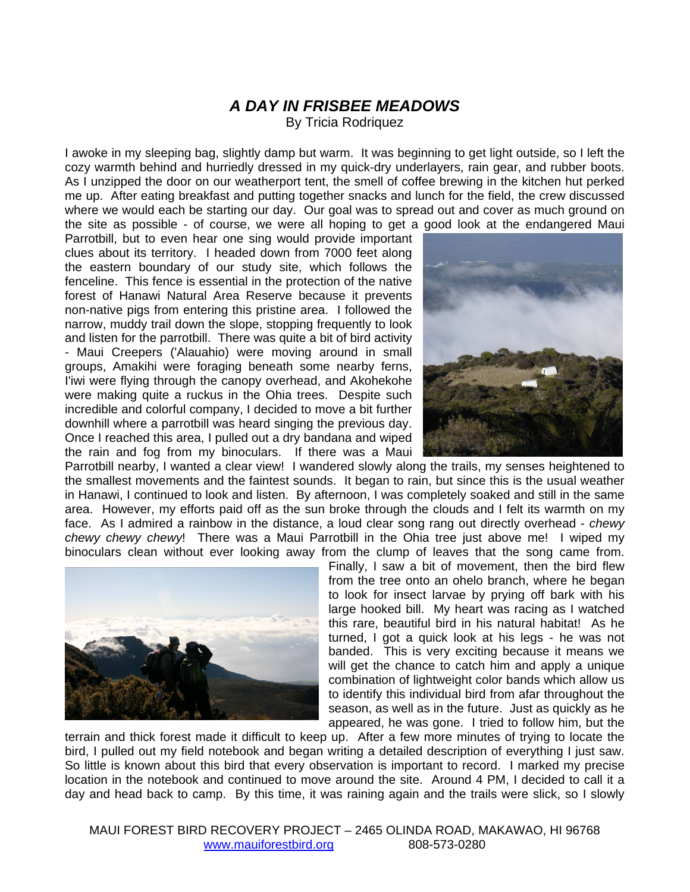# *A DAY IN FRISBEE MEADOWS*

By Tricia Rodriquez

I awoke in my sleeping bag, slightly damp but warm. It was beginning to get light outside, so I left the cozy warmth behind and hurriedly dressed in my quick-dry underlayers, rain gear, and rubber boots. As I unzipped the door on our weatherport tent, the smell of coffee brewing in the kitchen hut perked me up. After eating breakfast and putting together snacks and lunch for the field, the crew discussed where we would each be starting our day. Our goal was to spread out and cover as much ground on the site as possible - of course, we were all hoping to get a good look at the endangered Maui Parrotbill, but to even hear one sing would provide important clues about its territory. I headed down from 7000 feet along the eastern boundary of our study site, which follows the fenceline. This fence is essential in the protection of the native forest of Hanawi Natural Area Reserve because it prevents non-native pigs from entering this pristine area. I followed the narrow, muddy trail down the slope, stopping frequently to look and listen for the parrotbill. There was quite a bit of bird activity - Maui Creepers ('Alauahio) were moving around in small groups, Amakihi were foraging beneath some nearby ferns, I'iwi were flying through the canopy overhead, and Akohekohe were making quite a ruckus in the Ohia trees. Despite such incredible and colorful company, I decided to move a bit further downhill where a parrotbill was heard singing the previous day. Once I reached this area, I pulled out a dry bandana and wiped the rain and fog from my binoculars. If there was a Maui Parrotbill nearby, I wanted a clear view! I wandered slowly along the trails, my senses heightened to the smallest movements and the faintest sounds. It began to rain, but since this is the usual weather in Hanawi, I continued to look and listen. By afternoon, I was completely soaked and still in the same area. However, my efforts paid off as the sun broke through the clouds and I felt its warmth on my face. As I admired a rainbow in the distance, a loud clear song rang out directly overhead - *chewy chewy chewy chewy*! There was a Maui Parrotbill in the Ohia tree just above me! I wiped my binoculars clean without ever looking away from the clump of leaves that the song came from. Finally, I saw a bit of movement, then the bird flew from the tree onto an ohelo branch, where he began to look for insect larvae by prying off bark with his large hooked bill. My heart was racing as I watched this rare, beautiful bird in his natural habitat! As he turned, I got a quick look at his legs - he was not banded. This is very exciting because it means we will get the chance to catch him and apply a unique combination of lightweight color bands which allow us to identify this individual bird from afar throughout the season, as well as in the future. Just as quickly as he appeared, he was gone. I tried to follow him, but the terrain and thick forest made it difficult to keep up. After a few more minutes of trying to locate the bird, I pulled out my field notebook and began writing a detailed description of everything I just saw. So little is known about this bird that every observation is important to record. I marked my precise location in the notebook and continued to move around the site. Around 4 PM, I decided to call it a day and head back to camp. By this time, it was raining again and the trails were slick, so I slowly

MAUI FOREST BIRD RECOVERY PROJECT – 2465 OLINDA ROAD, MAKAWAO, HI 96768
www.mauiforestbird.org 808-573-0280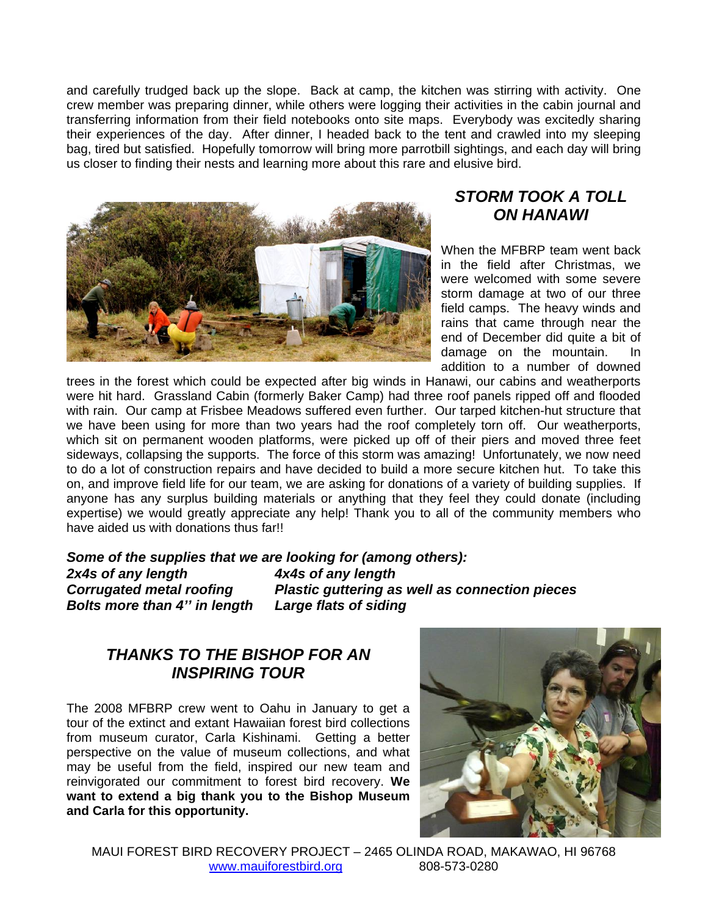and carefully trudged back up the slope. Back at camp, the kitchen was stirring with activity. One crew member was preparing dinner, while others were logging their activities in the cabin journal and transferring information from their field notebooks onto site maps. Everybody was excitedly sharing their experiences of the day. After dinner, I headed back to the tent and crawled into my sleeping bag, tired but satisfied. Hopefully tomorrow will bring more parrotbill sightings, and each day will bring us closer to finding their nests and learning more about this rare and elusive bird.

## *STORM TOOK A TOLL ON HANAWI*

When the MFBRP team went back in the field after Christmas, we were welcomed with some severe storm damage at two of our three field camps. The heavy winds and rains that came through near the end of December did quite a bit of damage on the mountain. In addition to a number of downed trees in the forest which could be expected after big winds in Hanawi, our cabins and weatherports were hit hard. Grassland Cabin (formerly Baker Camp) had three roof panels ripped off and flooded with rain. Our camp at Frisbee Meadows suffered even further. Our tarped kitchen-hut structure that we have been using for more than two years had the roof completely torn off. Our weatherports, which sit on permanent wooden platforms, were picked up off of their piers and moved three feet sideways, collapsing the supports. The force of this storm was amazing! Unfortunately, we now need to do a lot of construction repairs and have decided to build a more secure kitchen hut. To take this on, and improve field life for our team, we are asking for donations of a variety of building supplies. If anyone has any surplus building materials or anything that they feel they could donate (including expertise) we would greatly appreciate any help! Thank you to all of the community members who have aided us with donations thus far!!

***Some of the supplies that we are looking for (among others):***

| | |
|---|---|
| ***2x4s of any length*** | ***4x4s of any length*** |
| ***Corrugated metal roofing*** | ***Plastic guttering as well as connection pieces*** |
| ***Bolts more than 4'' in length*** | ***Large flats of siding*** |

## *THANKS TO THE BISHOP FOR AN INSPIRING TOUR*

The 2008 MFBRP crew went to Oahu in January to get a tour of the extinct and extant Hawaiian forest bird collections from museum curator, Carla Kishinami. Getting a better perspective on the value of museum collections, and what may be useful from the field, inspired our new team and reinvigorated our commitment to forest bird recovery. **We want to extend a big thank you to the Bishop Museum and Carla for this opportunity.**

MAUI FOREST BIRD RECOVERY PROJECT – 2465 OLINDA ROAD, MAKAWAO, HI 96768
www.mauiforestbird.org 808-573-0280